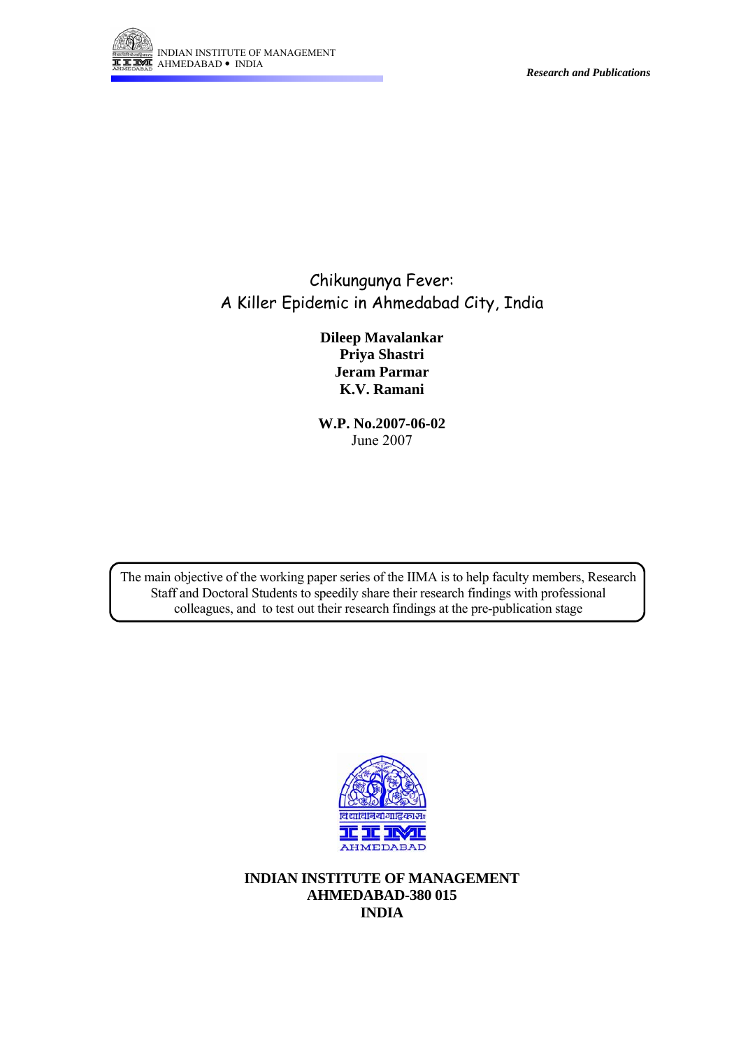INDIAN INSTITUTE OF MANAGEMENT
AHMEDABAD • INDIA

*Research and Publications*

# Chikungunya Fever: A Killer Epidemic in Ahmedabad City, India

**Dileep Mavalankar**
**Priya Shastri**
**Jeram Parmar**
**K.V. Ramani**

**W.P. No.2007-06-02**
June 2007

The main objective of the working paper series of the IIMA is to help faculty members, Research Staff and Doctoral Students to speedily share their research findings with professional colleagues, and to test out their research findings at the pre-publication stage

**INDIAN INSTITUTE OF MANAGEMENT**
**AHMEDABAD-380 015**
**INDIA**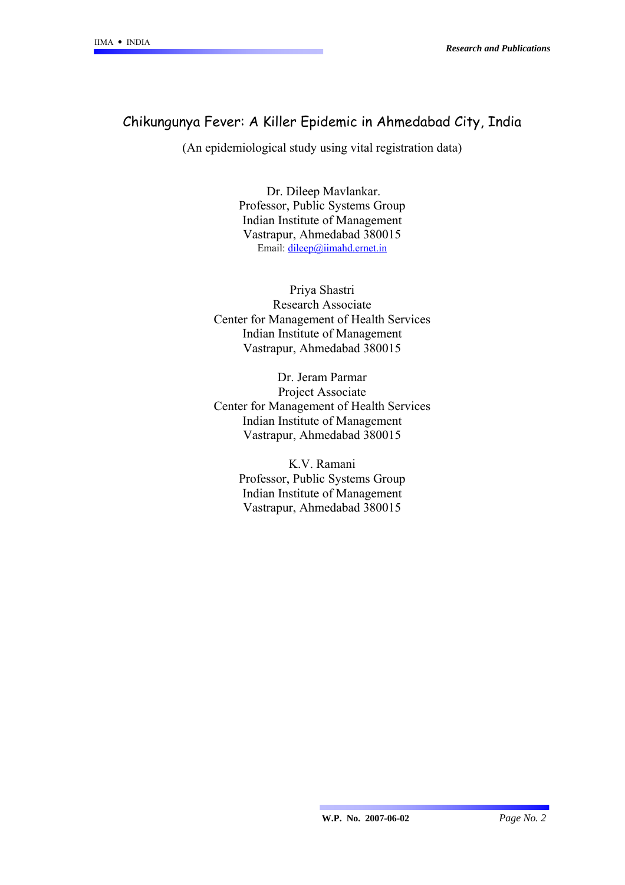# Chikungunya Fever: A Killer Epidemic in Ahmedabad City, India

(An epidemiological study using vital registration data)

Dr. Dileep Mavlankar.
Professor, Public Systems Group
Indian Institute of Management
Vastrapur, Ahmedabad 380015
Email: dileep@iimahd.ernet.in

Priya Shastri
Research Associate
Center for Management of Health Services
Indian Institute of Management
Vastrapur, Ahmedabad 380015

Dr. Jeram Parmar
Project Associate
Center for Management of Health Services
Indian Institute of Management
Vastrapur, Ahmedabad 380015

K.V. Ramani
Professor, Public Systems Group
Indian Institute of Management
Vastrapur, Ahmedabad 380015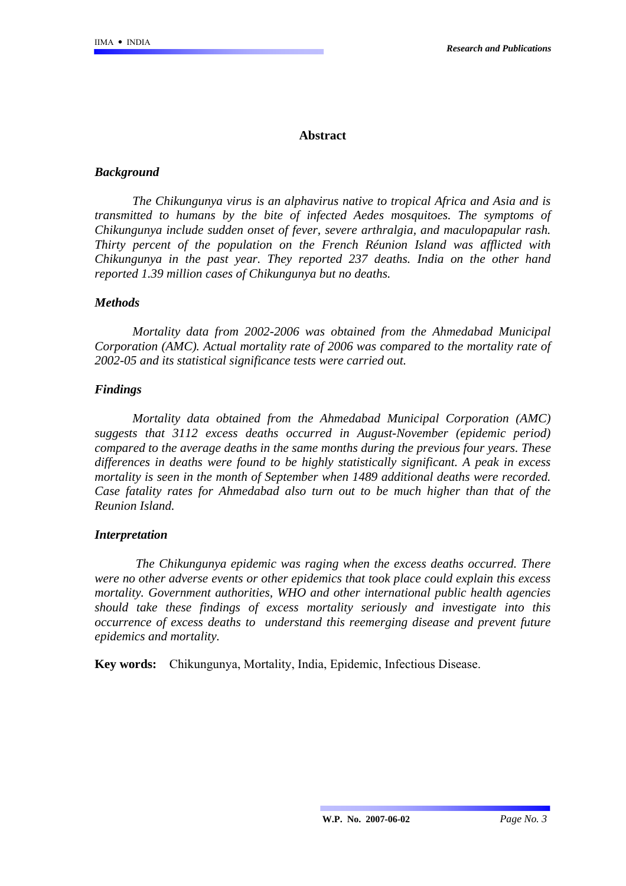## Abstract

### *Background*

*The Chikungunya virus is an alphavirus native to tropical Africa and Asia and is transmitted to humans by the bite of infected Aedes mosquitoes. The symptoms of Chikungunya include sudden onset of fever, severe arthralgia, and maculopapular rash. Thirty percent of the population on the French Réunion Island was afflicted with Chikungunya in the past year. They reported 237 deaths. India on the other hand reported 1.39 million cases of Chikungunya but no deaths.*

### *Methods*

*Mortality data from 2002-2006 was obtained from the Ahmedabad Municipal Corporation (AMC). Actual mortality rate of 2006 was compared to the mortality rate of 2002-05 and its statistical significance tests were carried out.*

### *Findings*

*Mortality data obtained from the Ahmedabad Municipal Corporation (AMC) suggests that 3112 excess deaths occurred in August-November (epidemic period) compared to the average deaths in the same months during the previous four years. These differences in deaths were found to be highly statistically significant. A peak in excess mortality is seen in the month of September when 1489 additional deaths were recorded. Case fatality rates for Ahmedabad also turn out to be much higher than that of the Reunion Island.*

### *Interpretation*

*The Chikungunya epidemic was raging when the excess deaths occurred. There were no other adverse events or other epidemics that took place could explain this excess mortality. Government authorities, WHO and other international public health agencies should take these findings of excess mortality seriously and investigate into this occurrence of excess deaths to understand this reemerging disease and prevent future epidemics and mortality.*

**Key words:** Chikungunya, Mortality, India, Epidemic, Infectious Disease.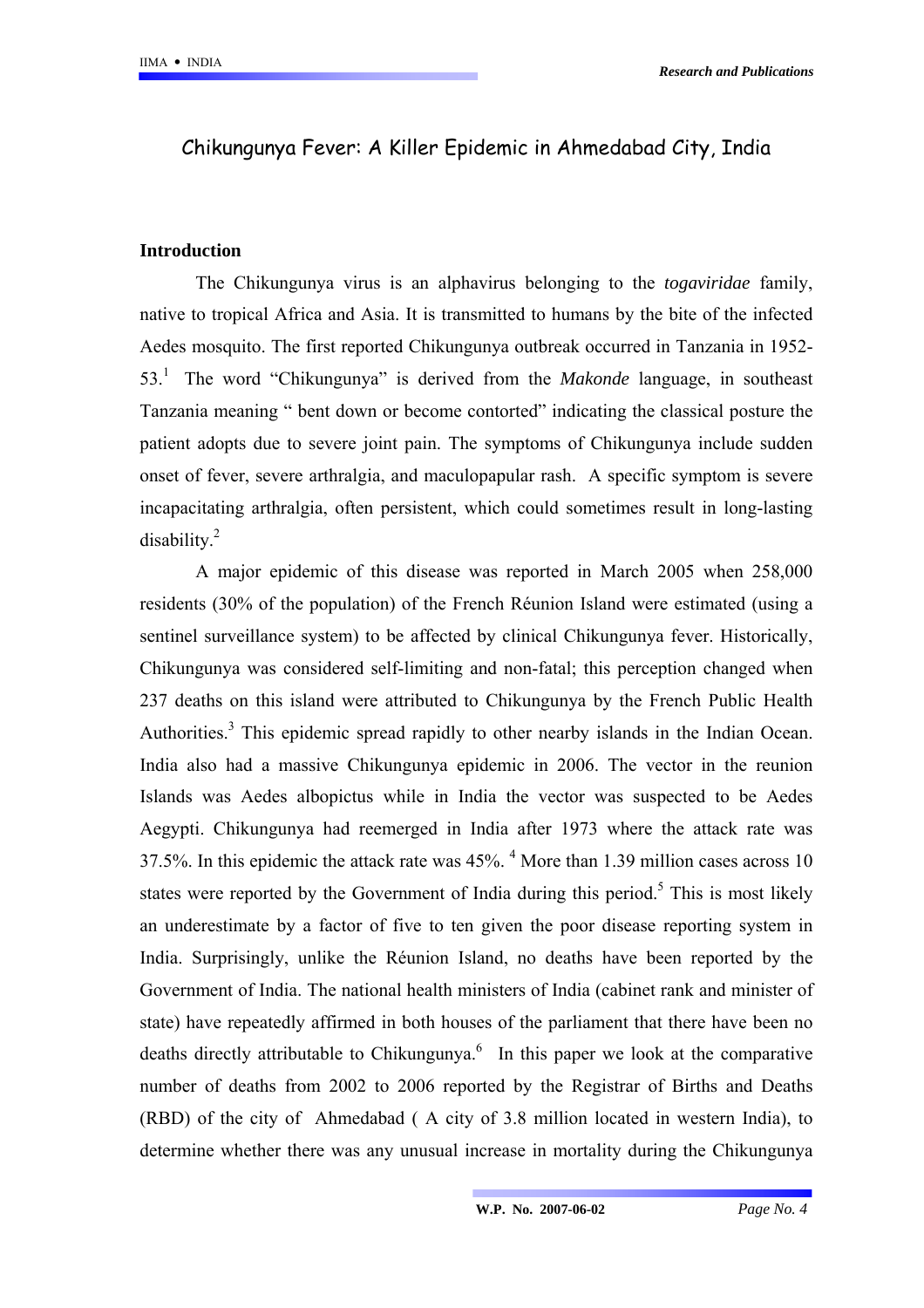# Chikungunya Fever: A Killer Epidemic in Ahmedabad City, India

## Introduction

The Chikungunya virus is an alphavirus belonging to the *togaviridae* family, native to tropical Africa and Asia. It is transmitted to humans by the bite of the infected Aedes mosquito. The first reported Chikungunya outbreak occurred in Tanzania in 1952-53.[1] The word "Chikungunya" is derived from the *Makonde* language, in southeast Tanzania meaning " bent down or become contorted" indicating the classical posture the patient adopts due to severe joint pain. The symptoms of Chikungunya include sudden onset of fever, severe arthralgia, and maculopapular rash. A specific symptom is severe incapacitating arthralgia, often persistent, which could sometimes result in long-lasting disability.[2]

A major epidemic of this disease was reported in March 2005 when 258,000 residents (30% of the population) of the French Réunion Island were estimated (using a sentinel surveillance system) to be affected by clinical Chikungunya fever. Historically, Chikungunya was considered self-limiting and non-fatal; this perception changed when 237 deaths on this island were attributed to Chikungunya by the French Public Health Authorities.[3] This epidemic spread rapidly to other nearby islands in the Indian Ocean. India also had a massive Chikungunya epidemic in 2006. The vector in the reunion Islands was Aedes albopictus while in India the vector was suspected to be Aedes Aegypti. Chikungunya had reemerged in India after 1973 where the attack rate was 37.5%. In this epidemic the attack rate was 45%.[4] More than 1.39 million cases across 10 states were reported by the Government of India during this period.[5] This is most likely an underestimate by a factor of five to ten given the poor disease reporting system in India. Surprisingly, unlike the Réunion Island, no deaths have been reported by the Government of India. The national health ministers of India (cabinet rank and minister of state) have repeatedly affirmed in both houses of the parliament that there have been no deaths directly attributable to Chikungunya.[6] In this paper we look at the comparative number of deaths from 2002 to 2006 reported by the Registrar of Births and Deaths (RBD) of the city of Ahmedabad ( A city of 3.8 million located in western India), to determine whether there was any unusual increase in mortality during the Chikungunya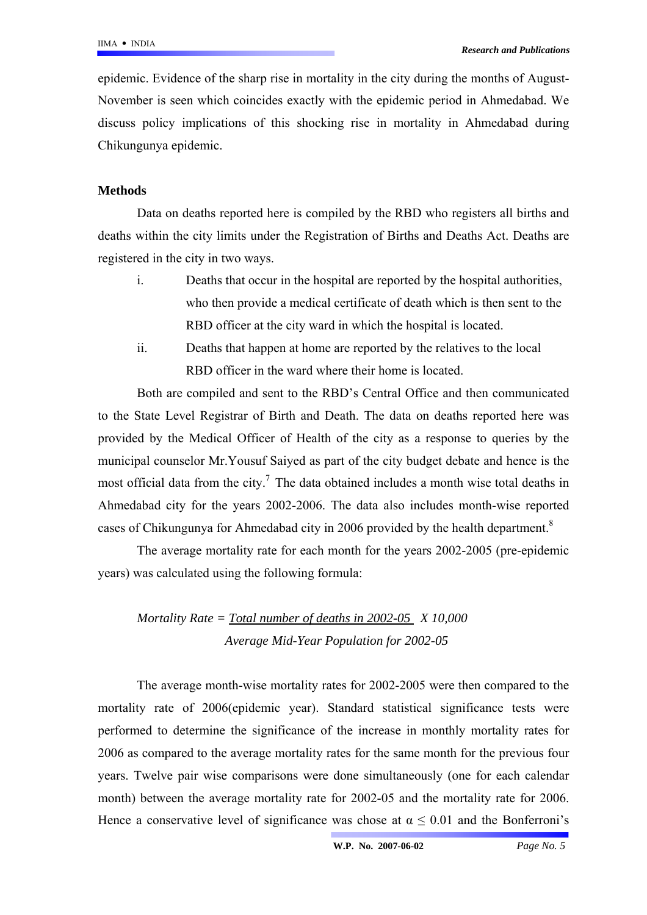epidemic. Evidence of the sharp rise in mortality in the city during the months of August-November is seen which coincides exactly with the epidemic period in Ahmedabad. We discuss policy implications of this shocking rise in mortality in Ahmedabad during Chikungunya epidemic.

**Methods**

Data on deaths reported here is compiled by the RBD who registers all births and deaths within the city limits under the Registration of Births and Deaths Act. Deaths are registered in the city in two ways.

i. Deaths that occur in the hospital are reported by the hospital authorities, who then provide a medical certificate of death which is then sent to the RBD officer at the city ward in which the hospital is located.

ii. Deaths that happen at home are reported by the relatives to the local RBD officer in the ward where their home is located.

Both are compiled and sent to the RBD's Central Office and then communicated to the State Level Registrar of Birth and Death. The data on deaths reported here was provided by the Medical Officer of Health of the city as a response to queries by the municipal counselor Mr.Yousuf Saiyed as part of the city budget debate and hence is the most official data from the city.[7] The data obtained includes a month wise total deaths in Ahmedabad city for the years 2002-2006. The data also includes month-wise reported cases of Chikungunya for Ahmedabad city in 2006 provided by the health department.[8]

The average mortality rate for each month for the years 2002-2005 (pre-epidemic years) was calculated using the following formula:

$$\text{Mortality Rate} = \frac{\text{Total number of deaths in 2002-05}}{\text{Average Mid-Year Population for 2002-05}} \times 10{,}000$$

The average month-wise mortality rates for 2002-2005 were then compared to the mortality rate of 2006(epidemic year). Standard statistical significance tests were performed to determine the significance of the increase in monthly mortality rates for 2006 as compared to the average mortality rates for the same month for the previous four years. Twelve pair wise comparisons were done simultaneously (one for each calendar month) between the average mortality rate for 2002-05 and the mortality rate for 2006. Hence a conservative level of significance was chose at $\alpha \leq 0.01$ and the Bonferroni's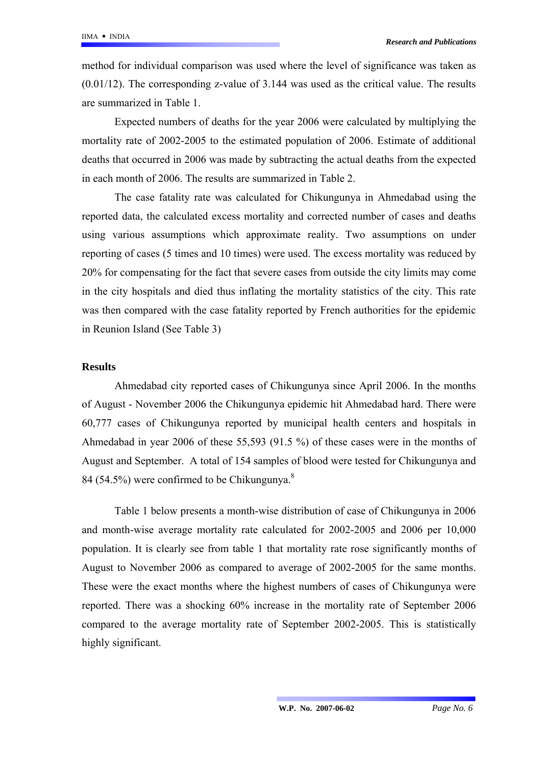method for individual comparison was used where the level of significance was taken as (0.01/12). The corresponding z-value of 3.144 was used as the critical value. The results are summarized in Table 1.

Expected numbers of deaths for the year 2006 were calculated by multiplying the mortality rate of 2002-2005 to the estimated population of 2006. Estimate of additional deaths that occurred in 2006 was made by subtracting the actual deaths from the expected in each month of 2006. The results are summarized in Table 2.

The case fatality rate was calculated for Chikungunya in Ahmedabad using the reported data, the calculated excess mortality and corrected number of cases and deaths using various assumptions which approximate reality. Two assumptions on under reporting of cases (5 times and 10 times) were used. The excess mortality was reduced by 20% for compensating for the fact that severe cases from outside the city limits may come in the city hospitals and died thus inflating the mortality statistics of the city. This rate was then compared with the case fatality reported by French authorities for the epidemic in Reunion Island (See Table 3)

## Results

Ahmedabad city reported cases of Chikungunya since April 2006. In the months of August - November 2006 the Chikungunya epidemic hit Ahmedabad hard. There were 60,777 cases of Chikungunya reported by municipal health centers and hospitals in Ahmedabad in year 2006 of these 55,593 (91.5 %) of these cases were in the months of August and September. A total of 154 samples of blood were tested for Chikungunya and 84 (54.5%) were confirmed to be Chikungunya.[8]

Table 1 below presents a month-wise distribution of case of Chikungunya in 2006 and month-wise average mortality rate calculated for 2002-2005 and 2006 per 10,000 population. It is clearly see from table 1 that mortality rate rose significantly months of August to November 2006 as compared to average of 2002-2005 for the same months. These were the exact months where the highest numbers of cases of Chikungunya were reported. There was a shocking 60% increase in the mortality rate of September 2006 compared to the average mortality rate of September 2002-2005. This is statistically highly significant.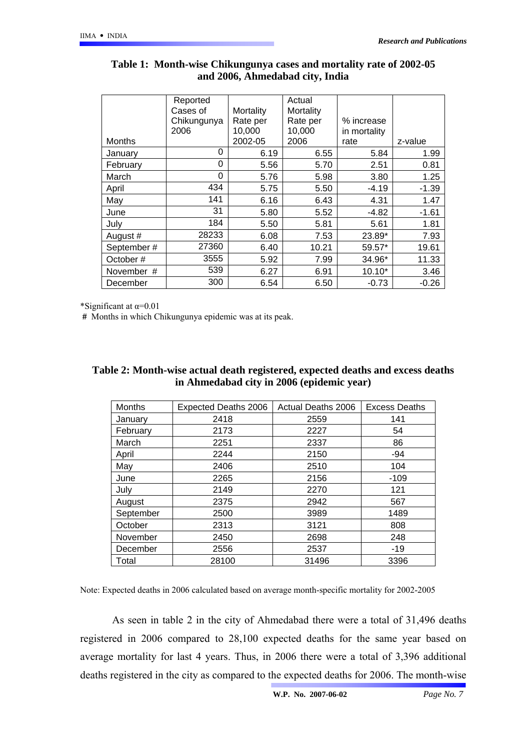**Table 1: Month-wise Chikungunya cases and mortality rate of 2002-05 and 2006, Ahmedabad city, India**

| Months | Reported Cases of Chikungunya 2006 | Mortality Rate per 10,000 2002-05 | Actual Mortality Rate per 10,000 2006 | % increase in mortality rate | z-value |
|---|---|---|---|---|---|
| January | 0 | 6.19 | 6.55 | 5.84 | 1.99 |
| February | 0 | 5.56 | 5.70 | 2.51 | 0.81 |
| March | 0 | 5.76 | 5.98 | 3.80 | 1.25 |
| April | 434 | 5.75 | 5.50 | -4.19 | -1.39 |
| May | 141 | 6.16 | 6.43 | 4.31 | 1.47 |
| June | 31 | 5.80 | 5.52 | -4.82 | -1.61 |
| July | 184 | 5.50 | 5.81 | 5.61 | 1.81 |
| August # | 28233 | 6.08 | 7.53 | 23.89* | 7.93 |
| September # | 27360 | 6.40 | 10.21 | 59.57* | 19.61 |
| October # | 3555 | 5.92 | 7.99 | 34.96* | 11.33 |
| November # | 539 | 6.27 | 6.91 | 10.10* | 3.46 |
| December | 300 | 6.54 | 6.50 | -0.73 | -0.26 |

*Significant at $\alpha$=0.01

**#** Months in which Chikungunya epidemic was at its peak.

**Table 2: Month-wise actual death registered, expected deaths and excess deaths in Ahmedabad city in 2006 (epidemic year)**

| Months | Expected Deaths 2006 | Actual Deaths 2006 | Excess Deaths |
|---|---|---|---|
| January | 2418 | 2559 | 141 |
| February | 2173 | 2227 | 54 |
| March | 2251 | 2337 | 86 |
| April | 2244 | 2150 | -94 |
| May | 2406 | 2510 | 104 |
| June | 2265 | 2156 | -109 |
| July | 2149 | 2270 | 121 |
| August | 2375 | 2942 | 567 |
| September | 2500 | 3989 | 1489 |
| October | 2313 | 3121 | 808 |
| November | 2450 | 2698 | 248 |
| December | 2556 | 2537 | -19 |
| Total | 28100 | 31496 | 3396 |

Note: Expected deaths in 2006 calculated based on average month-specific mortality for 2002-2005

As seen in table 2 in the city of Ahmedabad there were a total of 31,496 deaths registered in 2006 compared to 28,100 expected deaths for the same year based on average mortality for last 4 years. Thus, in 2006 there were a total of 3,396 additional deaths registered in the city as compared to the expected deaths for 2006. The month-wise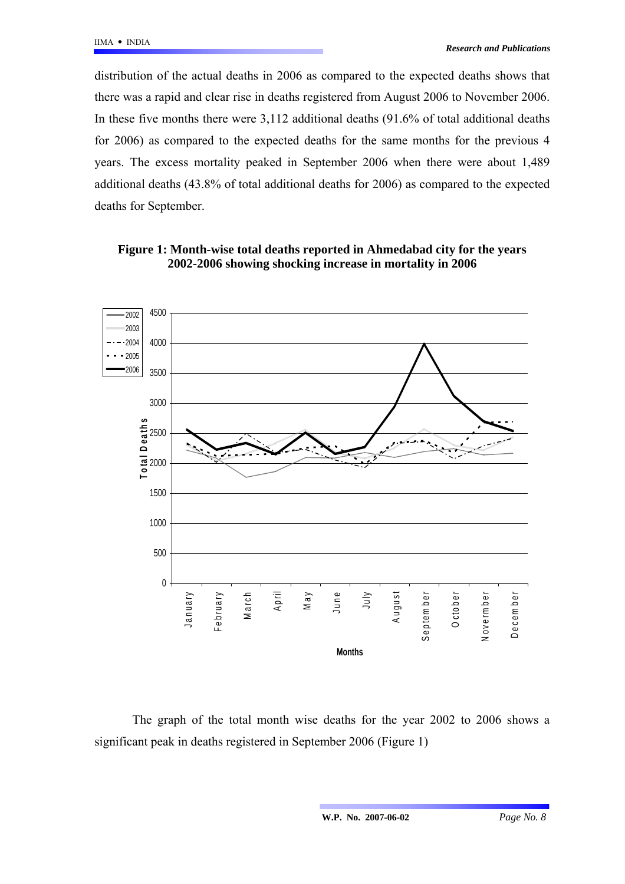distribution of the actual deaths in 2006 as compared to the expected deaths shows that there was a rapid and clear rise in deaths registered from August 2006 to November 2006. In these five months there were 3,112 additional deaths (91.6% of total additional deaths for 2006) as compared to the expected deaths for the same months for the previous 4 years. The excess mortality peaked in September 2006 when there were about 1,489 additional deaths (43.8% of total additional deaths for 2006) as compared to the expected deaths for September.

**Figure 1: Month-wise total deaths reported in Ahmedabad city for the years 2002-2006 showing shocking increase in mortality in 2006**

The graph of the total month wise deaths for the year 2002 to 2006 shows a significant peak in deaths registered in September 2006 (Figure 1)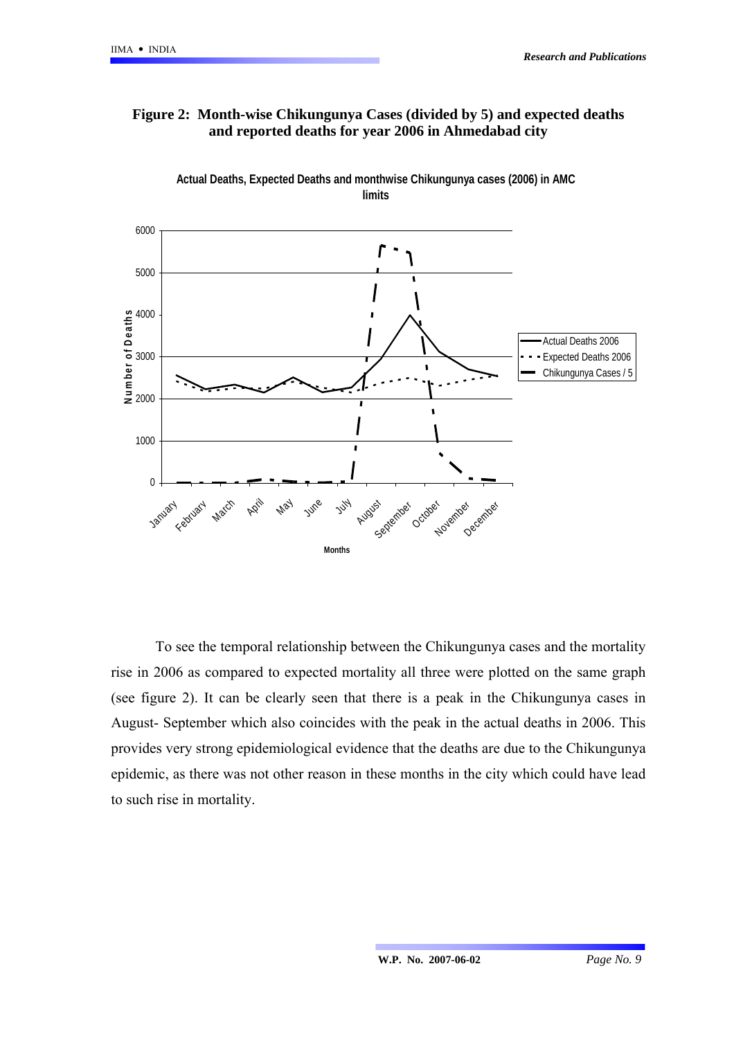**Figure 2: Month-wise Chikungunya Cases (divided by 5) and expected deaths and reported deaths for year 2006 in Ahmedabad city**

To see the temporal relationship between the Chikungunya cases and the mortality rise in 2006 as compared to expected mortality all three were plotted on the same graph (see figure 2). It can be clearly seen that there is a peak in the Chikungunya cases in August- September which also coincides with the peak in the actual deaths in 2006. This provides very strong epidemiological evidence that the deaths are due to the Chikungunya epidemic, as there was not other reason in these months in the city which could have lead to such rise in mortality.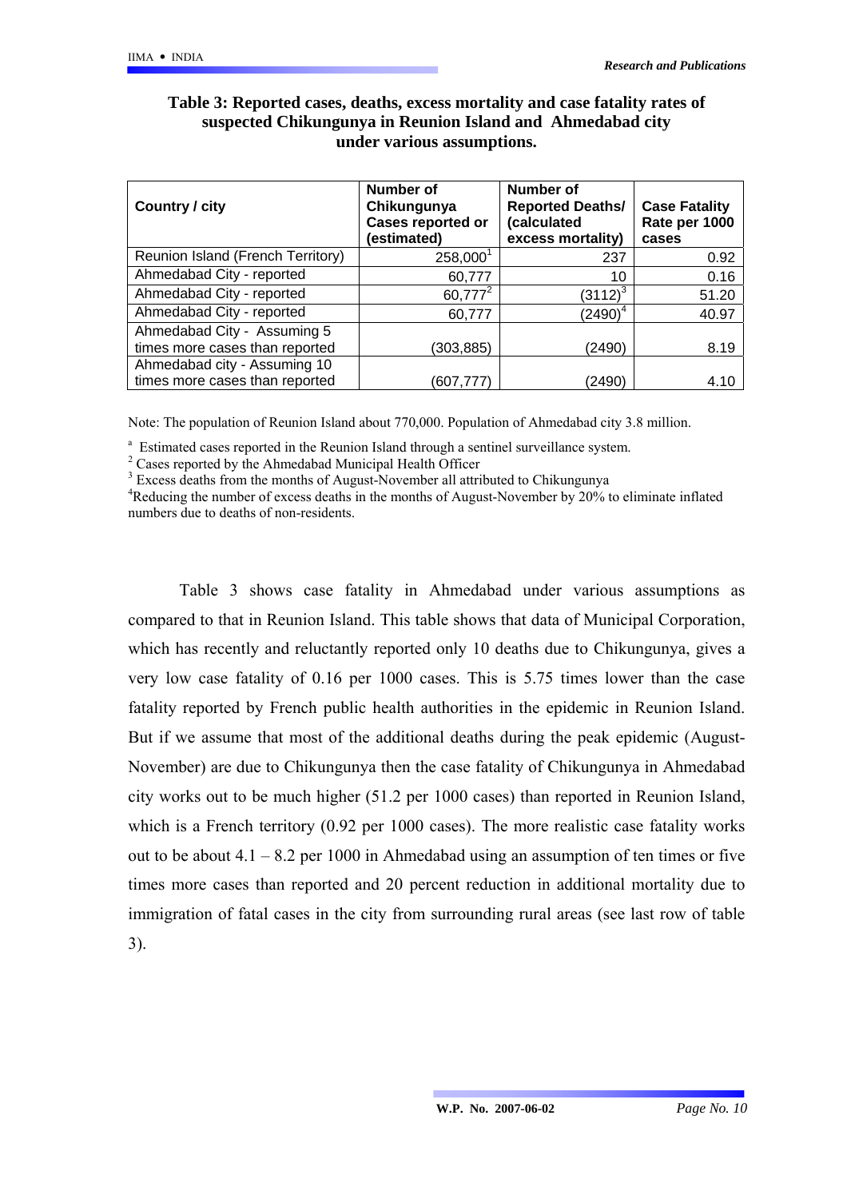**Table 3: Reported cases, deaths, excess mortality and case fatality rates of suspected Chikungunya in Reunion Island and Ahmedabad city under various assumptions.**

| Country / city | Number of Chikungunya Cases reported or (estimated) | Number of Reported Deaths/ (calculated excess mortality) | Case Fatality Rate per 1000 cases |
|---|---|---|---|
| Reunion Island (French Territory) | 258,000[1] | 237 | 0.92 |
| Ahmedabad City - reported | 60,777 | 10 | 0.16 |
| Ahmedabad City - reported | 60,777[2] | (3112)[3] | 51.20 |
| Ahmedabad City - reported | 60,777 | (2490)[4] | 40.97 |
| Ahmedabad City - Assuming 5 times more cases than reported | (303,885) | (2490) | 8.19 |
| Ahmedabad city - Assuming 10 times more cases than reported | (607,777) | (2490) | 4.10 |

Note: The population of Reunion Island about 770,000. Population of Ahmedabad city 3.8 million.

[a] Estimated cases reported in the Reunion Island through a sentinel surveillance system.

[2] Cases reported by the Ahmedabad Municipal Health Officer

[3] Excess deaths from the months of August-November all attributed to Chikungunya

[4] Reducing the number of excess deaths in the months of August-November by 20% to eliminate inflated numbers due to deaths of non-residents.

Table 3 shows case fatality in Ahmedabad under various assumptions as compared to that in Reunion Island. This table shows that data of Municipal Corporation, which has recently and reluctantly reported only 10 deaths due to Chikungunya, gives a very low case fatality of 0.16 per 1000 cases. This is 5.75 times lower than the case fatality reported by French public health authorities in the epidemic in Reunion Island. But if we assume that most of the additional deaths during the peak epidemic (August-November) are due to Chikungunya then the case fatality of Chikungunya in Ahmedabad city works out to be much higher (51.2 per 1000 cases) than reported in Reunion Island, which is a French territory (0.92 per 1000 cases). The more realistic case fatality works out to be about 4.1 – 8.2 per 1000 in Ahmedabad using an assumption of ten times or five times more cases than reported and 20 percent reduction in additional mortality due to immigration of fatal cases in the city from surrounding rural areas (see last row of table 3).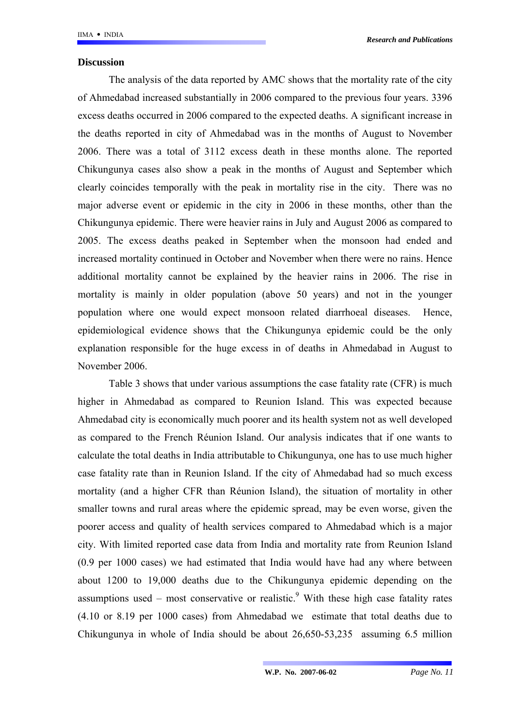## Discussion

The analysis of the data reported by AMC shows that the mortality rate of the city of Ahmedabad increased substantially in 2006 compared to the previous four years. 3396 excess deaths occurred in 2006 compared to the expected deaths. A significant increase in the deaths reported in city of Ahmedabad was in the months of August to November 2006. There was a total of 3112 excess death in these months alone. The reported Chikungunya cases also show a peak in the months of August and September which clearly coincides temporally with the peak in mortality rise in the city. There was no major adverse event or epidemic in the city in 2006 in these months, other than the Chikungunya epidemic. There were heavier rains in July and August 2006 as compared to 2005. The excess deaths peaked in September when the monsoon had ended and increased mortality continued in October and November when there were no rains. Hence additional mortality cannot be explained by the heavier rains in 2006. The rise in mortality is mainly in older population (above 50 years) and not in the younger population where one would expect monsoon related diarrhoeal diseases. Hence, epidemiological evidence shows that the Chikungunya epidemic could be the only explanation responsible for the huge excess in of deaths in Ahmedabad in August to November 2006.

Table 3 shows that under various assumptions the case fatality rate (CFR) is much higher in Ahmedabad as compared to Reunion Island. This was expected because Ahmedabad city is economically much poorer and its health system not as well developed as compared to the French Réunion Island. Our analysis indicates that if one wants to calculate the total deaths in India attributable to Chikungunya, one has to use much higher case fatality rate than in Reunion Island. If the city of Ahmedabad had so much excess mortality (and a higher CFR than Réunion Island), the situation of mortality in other smaller towns and rural areas where the epidemic spread, may be even worse, given the poorer access and quality of health services compared to Ahmedabad which is a major city. With limited reported case data from India and mortality rate from Reunion Island (0.9 per 1000 cases) we had estimated that India would have had any where between about 1200 to 19,000 deaths due to the Chikungunya epidemic depending on the assumptions used – most conservative or realistic.[9] With these high case fatality rates (4.10 or 8.19 per 1000 cases) from Ahmedabad we estimate that total deaths due to Chikungunya in whole of India should be about 26,650-53,235 assuming 6.5 million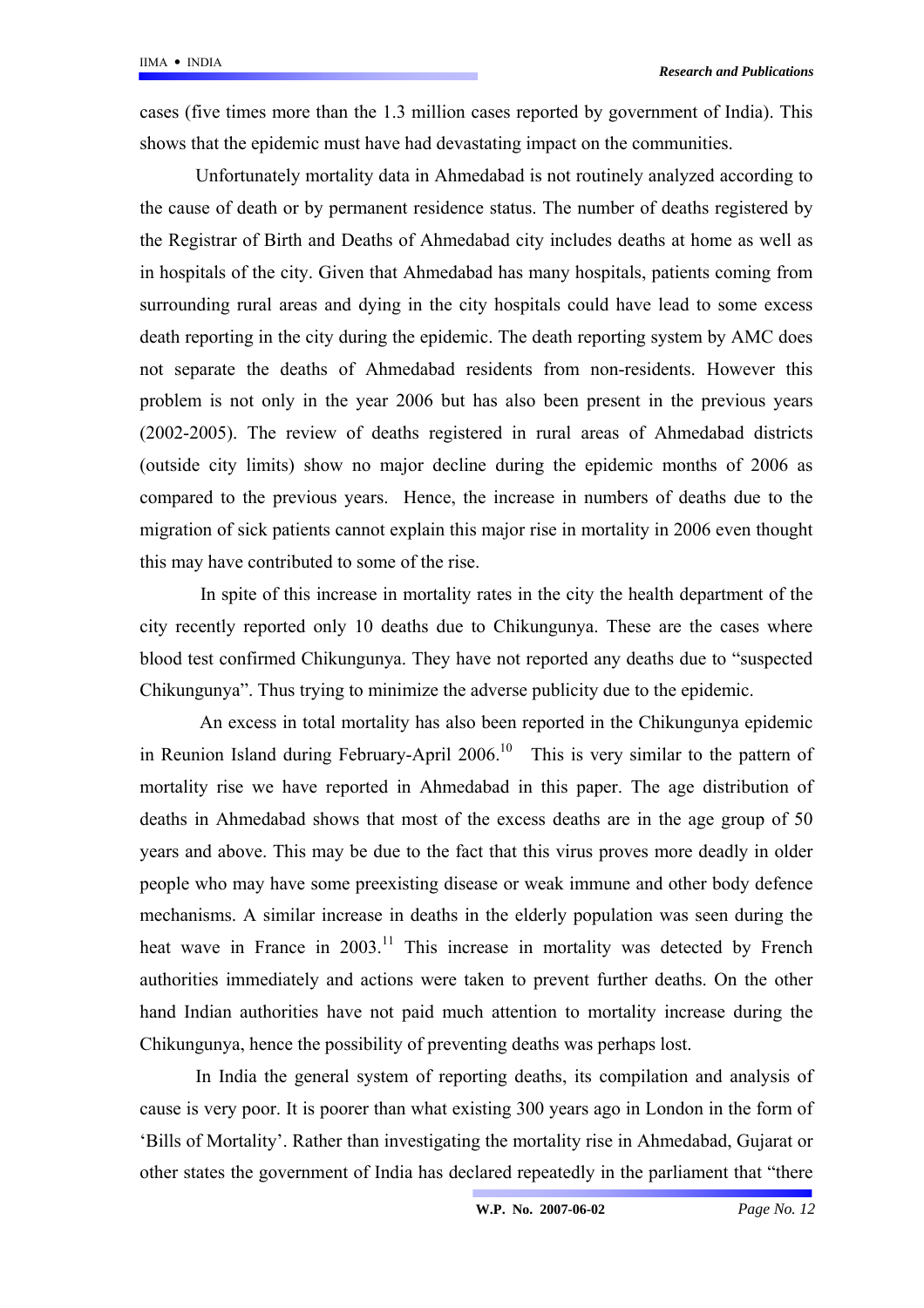cases (five times more than the 1.3 million cases reported by government of India). This shows that the epidemic must have had devastating impact on the communities.

Unfortunately mortality data in Ahmedabad is not routinely analyzed according to the cause of death or by permanent residence status. The number of deaths registered by the Registrar of Birth and Deaths of Ahmedabad city includes deaths at home as well as in hospitals of the city. Given that Ahmedabad has many hospitals, patients coming from surrounding rural areas and dying in the city hospitals could have lead to some excess death reporting in the city during the epidemic. The death reporting system by AMC does not separate the deaths of Ahmedabad residents from non-residents. However this problem is not only in the year 2006 but has also been present in the previous years (2002-2005). The review of deaths registered in rural areas of Ahmedabad districts (outside city limits) show no major decline during the epidemic months of 2006 as compared to the previous years. Hence, the increase in numbers of deaths due to the migration of sick patients cannot explain this major rise in mortality in 2006 even thought this may have contributed to some of the rise.

In spite of this increase in mortality rates in the city the health department of the city recently reported only 10 deaths due to Chikungunya. These are the cases where blood test confirmed Chikungunya. They have not reported any deaths due to "suspected Chikungunya". Thus trying to minimize the adverse publicity due to the epidemic.

An excess in total mortality has also been reported in the Chikungunya epidemic in Reunion Island during February-April 2006.[10] This is very similar to the pattern of mortality rise we have reported in Ahmedabad in this paper. The age distribution of deaths in Ahmedabad shows that most of the excess deaths are in the age group of 50 years and above. This may be due to the fact that this virus proves more deadly in older people who may have some preexisting disease or weak immune and other body defence mechanisms. A similar increase in deaths in the elderly population was seen during the heat wave in France in 2003.[11] This increase in mortality was detected by French authorities immediately and actions were taken to prevent further deaths. On the other hand Indian authorities have not paid much attention to mortality increase during the Chikungunya, hence the possibility of preventing deaths was perhaps lost.

In India the general system of reporting deaths, its compilation and analysis of cause is very poor. It is poorer than what existing 300 years ago in London in the form of 'Bills of Mortality'. Rather than investigating the mortality rise in Ahmedabad, Gujarat or other states the government of India has declared repeatedly in the parliament that "there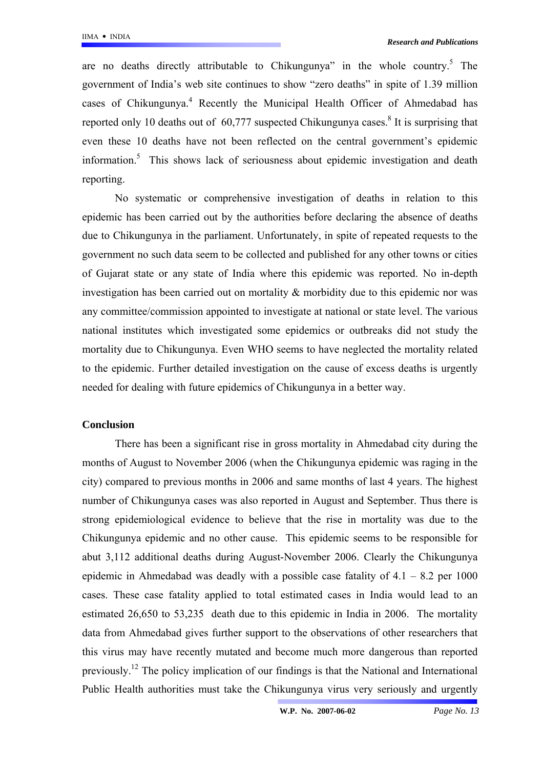are no deaths directly attributable to Chikungunya" in the whole country.[5] The government of India's web site continues to show "zero deaths" in spite of 1.39 million cases of Chikungunya.[4] Recently the Municipal Health Officer of Ahmedabad has reported only 10 deaths out of 60,777 suspected Chikungunya cases.[8] It is surprising that even these 10 deaths have not been reflected on the central government's epidemic information.[5] This shows lack of seriousness about epidemic investigation and death reporting.

No systematic or comprehensive investigation of deaths in relation to this epidemic has been carried out by the authorities before declaring the absence of deaths due to Chikungunya in the parliament. Unfortunately, in spite of repeated requests to the government no such data seem to be collected and published for any other towns or cities of Gujarat state or any state of India where this epidemic was reported. No in-depth investigation has been carried out on mortality & morbidity due to this epidemic nor was any committee/commission appointed to investigate at national or state level. The various national institutes which investigated some epidemics or outbreaks did not study the mortality due to Chikungunya. Even WHO seems to have neglected the mortality related to the epidemic. Further detailed investigation on the cause of excess deaths is urgently needed for dealing with future epidemics of Chikungunya in a better way.

## Conclusion

There has been a significant rise in gross mortality in Ahmedabad city during the months of August to November 2006 (when the Chikungunya epidemic was raging in the city) compared to previous months in 2006 and same months of last 4 years. The highest number of Chikungunya cases was also reported in August and September. Thus there is strong epidemiological evidence to believe that the rise in mortality was due to the Chikungunya epidemic and no other cause. This epidemic seems to be responsible for abut 3,112 additional deaths during August-November 2006. Clearly the Chikungunya epidemic in Ahmedabad was deadly with a possible case fatality of 4.1 – 8.2 per 1000 cases. These case fatality applied to total estimated cases in India would lead to an estimated 26,650 to 53,235 death due to this epidemic in India in 2006. The mortality data from Ahmedabad gives further support to the observations of other researchers that this virus may have recently mutated and become much more dangerous than reported previously.[12] The policy implication of our findings is that the National and International Public Health authorities must take the Chikungunya virus very seriously and urgently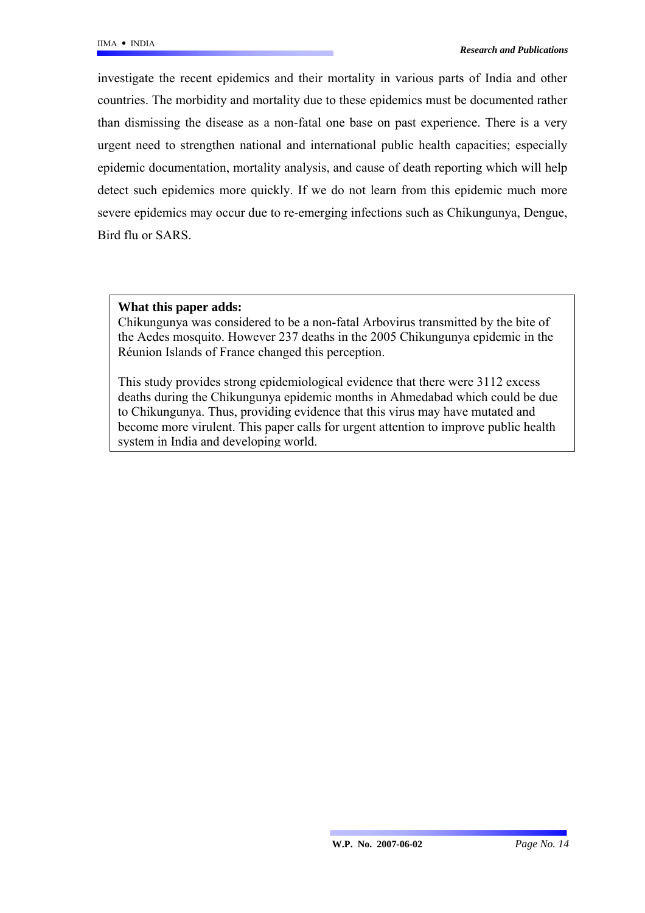investigate the recent epidemics and their mortality in various parts of India and other countries. The morbidity and mortality due to these epidemics must be documented rather than dismissing the disease as a non-fatal one base on past experience. There is a very urgent need to strengthen national and international public health capacities; especially epidemic documentation, mortality analysis, and cause of death reporting which will help detect such epidemics more quickly. If we do not learn from this epidemic much more severe epidemics may occur due to re-emerging infections such as Chikungunya, Dengue, Bird flu or SARS.

**What this paper adds:**

Chikungunya was considered to be a non-fatal Arbovirus transmitted by the bite of the Aedes mosquito. However 237 deaths in the 2005 Chikungunya epidemic in the Réunion Islands of France changed this perception.

This study provides strong epidemiological evidence that there were 3112 excess deaths during the Chikungunya epidemic months in Ahmedabad which could be due to Chikungunya. Thus, providing evidence that this virus may have mutated and become more virulent. This paper calls for urgent attention to improve public health system in India and developing world.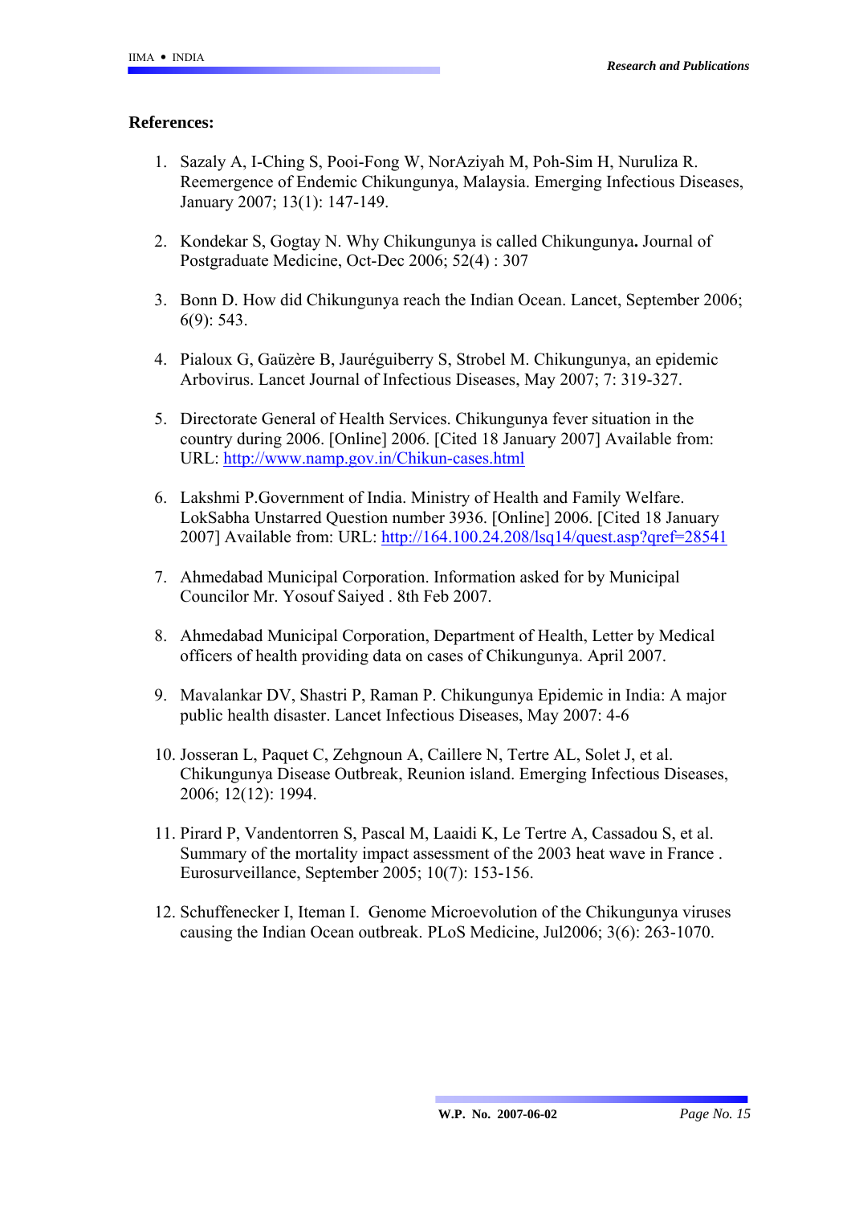**References:**

1. Sazaly A, I-Ching S, Pooi-Fong W, NorAziyah M, Poh-Sim H, Nuruliza R. Reemergence of Endemic Chikungunya, Malaysia. Emerging Infectious Diseases, January 2007; 13(1): 147-149.

2. Kondekar S, Gogtay N. Why Chikungunya is called Chikungunya**.** Journal of Postgraduate Medicine, Oct-Dec 2006; 52(4) : 307

3. Bonn D. How did Chikungunya reach the Indian Ocean. Lancet, September 2006; 6(9): 543.

4. Pialoux G, Gaüzère B, Jauréguiberry S, Strobel M. Chikungunya, an epidemic Arbovirus. Lancet Journal of Infectious Diseases, May 2007; 7: 319-327.

5. Directorate General of Health Services. Chikungunya fever situation in the country during 2006. [Online] 2006. [Cited 18 January 2007] Available from: URL: http://www.namp.gov.in/Chikun-cases.html

6. Lakshmi P.Government of India. Ministry of Health and Family Welfare. LokSabha Unstarred Question number 3936. [Online] 2006. [Cited 18 January 2007] Available from: URL: http://164.100.24.208/lsq14/quest.asp?qref=28541

7. Ahmedabad Municipal Corporation. Information asked for by Municipal Councilor Mr. Yosouf Saiyed . 8th Feb 2007.

8. Ahmedabad Municipal Corporation, Department of Health, Letter by Medical officers of health providing data on cases of Chikungunya. April 2007.

9. Mavalankar DV, Shastri P, Raman P. Chikungunya Epidemic in India: A major public health disaster. Lancet Infectious Diseases, May 2007: 4-6

10. Josseran L, Paquet C, Zehgnoun A, Caillere N, Tertre AL, Solet J, et al. Chikungunya Disease Outbreak, Reunion island. Emerging Infectious Diseases, 2006; 12(12): 1994.

11. Pirard P, Vandentorren S, Pascal M, Laaidi K, Le Tertre A, Cassadou S, et al. Summary of the mortality impact assessment of the 2003 heat wave in France . Eurosurveillance, September 2005; 10(7): 153-156.

12. Schuffenecker I, Iteman I. Genome Microevolution of the Chikungunya viruses causing the Indian Ocean outbreak. PLoS Medicine, Jul2006; 3(6): 263-1070.